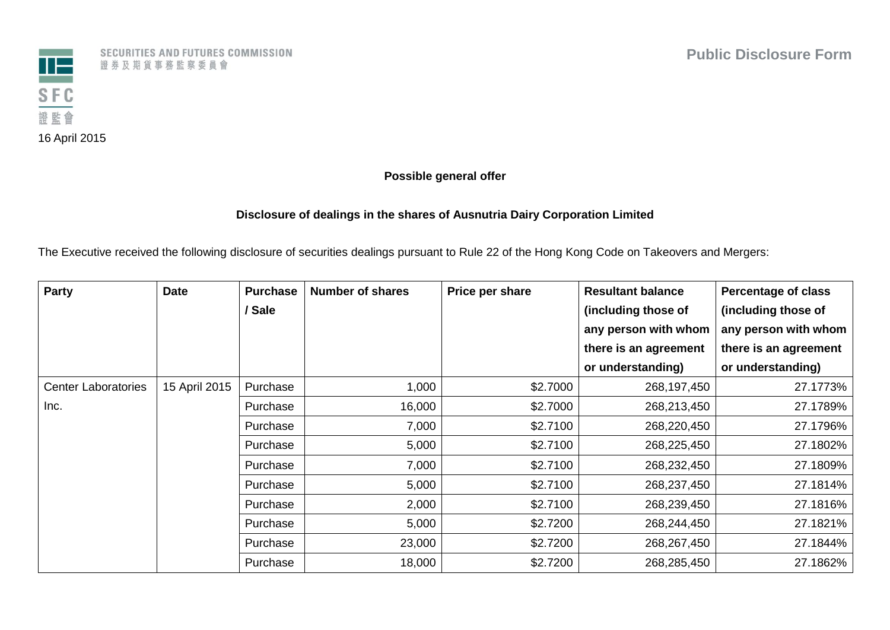SECURITIES AND FUTURES COMMISSION
證券及期貨事務監察委員會

SFC
證監會

**Public Disclosure Form**

16 April 2015

**Possible general offer**

**Disclosure of dealings in the shares of Ausnutria Dairy Corporation Limited**

The Executive received the following disclosure of securities dealings pursuant to Rule 22 of the Hong Kong Code on Takeovers and Mergers:

| Party | Date | Purchase / Sale | Number of shares | Price per share | Resultant balance (including those of any person with whom there is an agreement or understanding) | Percentage of class (including those of any person with whom there is an agreement or understanding) |
|---|---|---|---|---|---|---|
| Center Laboratories Inc. | 15 April 2015 | Purchase | 1,000 | $2.7000 | 268,197,450 | 27.1773% |
| | | Purchase | 16,000 | $2.7000 | 268,213,450 | 27.1789% |
| | | Purchase | 7,000 | $2.7100 | 268,220,450 | 27.1796% |
| | | Purchase | 5,000 | $2.7100 | 268,225,450 | 27.1802% |
| | | Purchase | 7,000 | $2.7100 | 268,232,450 | 27.1809% |
| | | Purchase | 5,000 | $2.7100 | 268,237,450 | 27.1814% |
| | | Purchase | 2,000 | $2.7100 | 268,239,450 | 27.1816% |
| | | Purchase | 5,000 | $2.7200 | 268,244,450 | 27.1821% |
| | | Purchase | 23,000 | $2.7200 | 268,267,450 | 27.1844% |
| | | Purchase | 18,000 | $2.7200 | 268,285,450 | 27.1862% |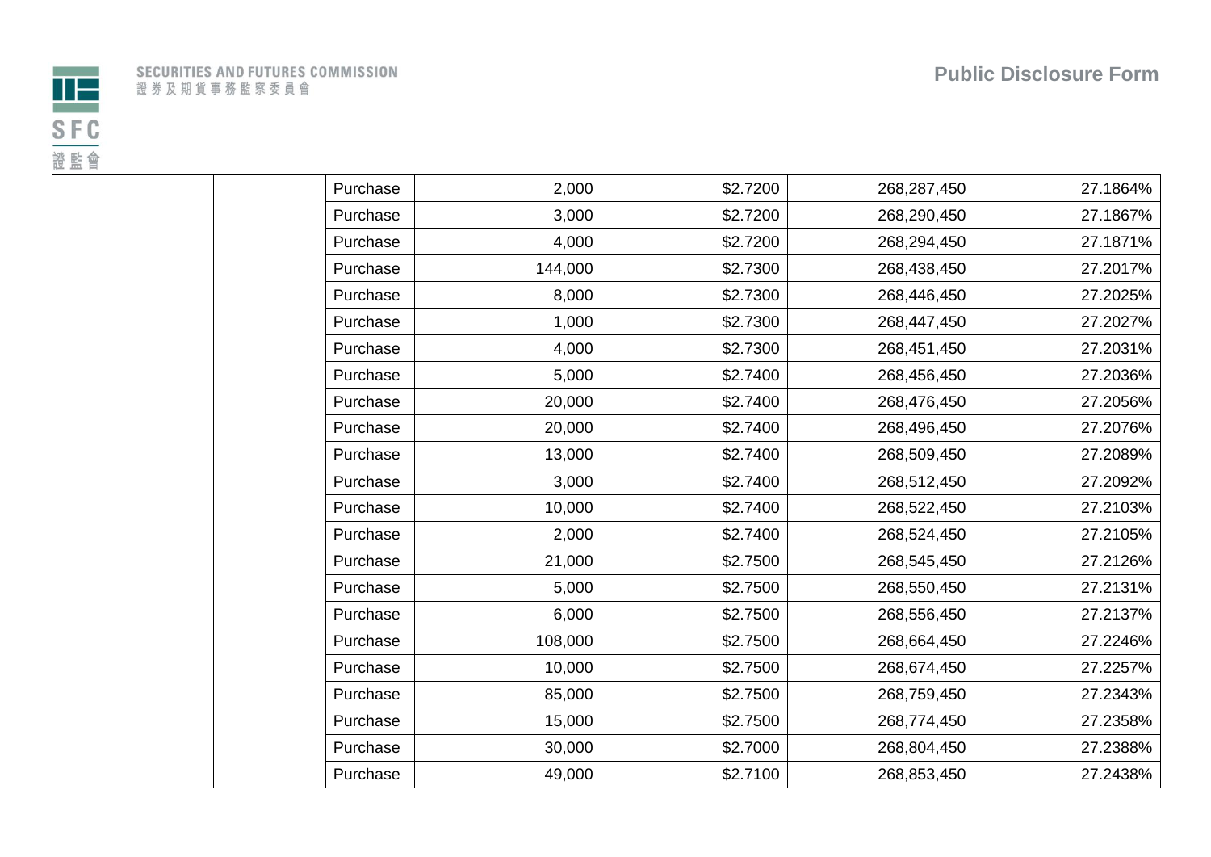| | | | | | | |
|---|---|---|---|---|---|---|
| | | Purchase | 2,000 | $2.7200 | 268,287,450 | 27.1864% |
| | | Purchase | 3,000 | $2.7200 | 268,290,450 | 27.1867% |
| | | Purchase | 4,000 | $2.7200 | 268,294,450 | 27.1871% |
| | | Purchase | 144,000 | $2.7300 | 268,438,450 | 27.2017% |
| | | Purchase | 8,000 | $2.7300 | 268,446,450 | 27.2025% |
| | | Purchase | 1,000 | $2.7300 | 268,447,450 | 27.2027% |
| | | Purchase | 4,000 | $2.7300 | 268,451,450 | 27.2031% |
| | | Purchase | 5,000 | $2.7400 | 268,456,450 | 27.2036% |
| | | Purchase | 20,000 | $2.7400 | 268,476,450 | 27.2056% |
| | | Purchase | 20,000 | $2.7400 | 268,496,450 | 27.2076% |
| | | Purchase | 13,000 | $2.7400 | 268,509,450 | 27.2089% |
| | | Purchase | 3,000 | $2.7400 | 268,512,450 | 27.2092% |
| | | Purchase | 10,000 | $2.7400 | 268,522,450 | 27.2103% |
| | | Purchase | 2,000 | $2.7400 | 268,524,450 | 27.2105% |
| | | Purchase | 21,000 | $2.7500 | 268,545,450 | 27.2126% |
| | | Purchase | 5,000 | $2.7500 | 268,550,450 | 27.2131% |
| | | Purchase | 6,000 | $2.7500 | 268,556,450 | 27.2137% |
| | | Purchase | 108,000 | $2.7500 | 268,664,450 | 27.2246% |
| | | Purchase | 10,000 | $2.7500 | 268,674,450 | 27.2257% |
| | | Purchase | 85,000 | $2.7500 | 268,759,450 | 27.2343% |
| | | Purchase | 15,000 | $2.7500 | 268,774,450 | 27.2358% |
| | | Purchase | 30,000 | $2.7000 | 268,804,450 | 27.2388% |
| | | Purchase | 49,000 | $2.7100 | 268,853,450 | 27.2438% |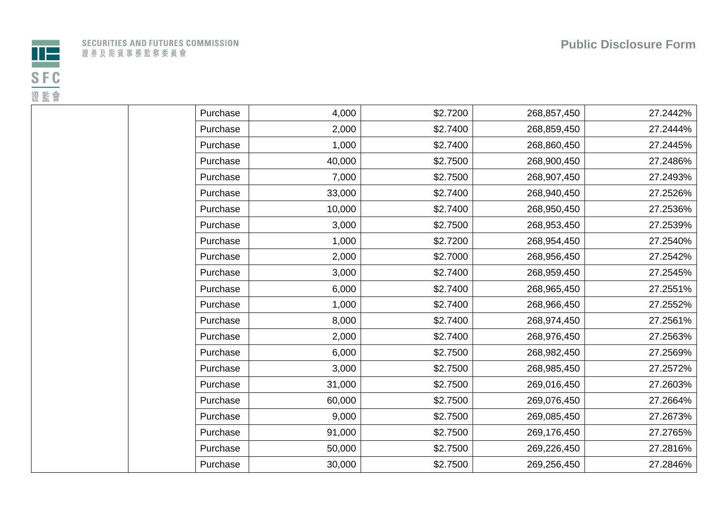| | | | | | | |
|---|---|---|---|---|---|---|
| | | Purchase | 4,000 | $2.7200 | 268,857,450 | 27.2442% |
| | | Purchase | 2,000 | $2.7400 | 268,859,450 | 27.2444% |
| | | Purchase | 1,000 | $2.7400 | 268,860,450 | 27.2445% |
| | | Purchase | 40,000 | $2.7500 | 268,900,450 | 27.2486% |
| | | Purchase | 7,000 | $2.7500 | 268,907,450 | 27.2493% |
| | | Purchase | 33,000 | $2.7400 | 268,940,450 | 27.2526% |
| | | Purchase | 10,000 | $2.7400 | 268,950,450 | 27.2536% |
| | | Purchase | 3,000 | $2.7500 | 268,953,450 | 27.2539% |
| | | Purchase | 1,000 | $2.7200 | 268,954,450 | 27.2540% |
| | | Purchase | 2,000 | $2.7000 | 268,956,450 | 27.2542% |
| | | Purchase | 3,000 | $2.7400 | 268,959,450 | 27.2545% |
| | | Purchase | 6,000 | $2.7400 | 268,965,450 | 27.2551% |
| | | Purchase | 1,000 | $2.7400 | 268,966,450 | 27.2552% |
| | | Purchase | 8,000 | $2.7400 | 268,974,450 | 27.2561% |
| | | Purchase | 2,000 | $2.7400 | 268,976,450 | 27.2563% |
| | | Purchase | 6,000 | $2.7500 | 268,982,450 | 27.2569% |
| | | Purchase | 3,000 | $2.7500 | 268,985,450 | 27.2572% |
| | | Purchase | 31,000 | $2.7500 | 269,016,450 | 27.2603% |
| | | Purchase | 60,000 | $2.7500 | 269,076,450 | 27.2664% |
| | | Purchase | 9,000 | $2.7500 | 269,085,450 | 27.2673% |
| | | Purchase | 91,000 | $2.7500 | 269,176,450 | 27.2765% |
| | | Purchase | 50,000 | $2.7500 | 269,226,450 | 27.2816% |
| | | Purchase | 30,000 | $2.7500 | 269,256,450 | 27.2846% |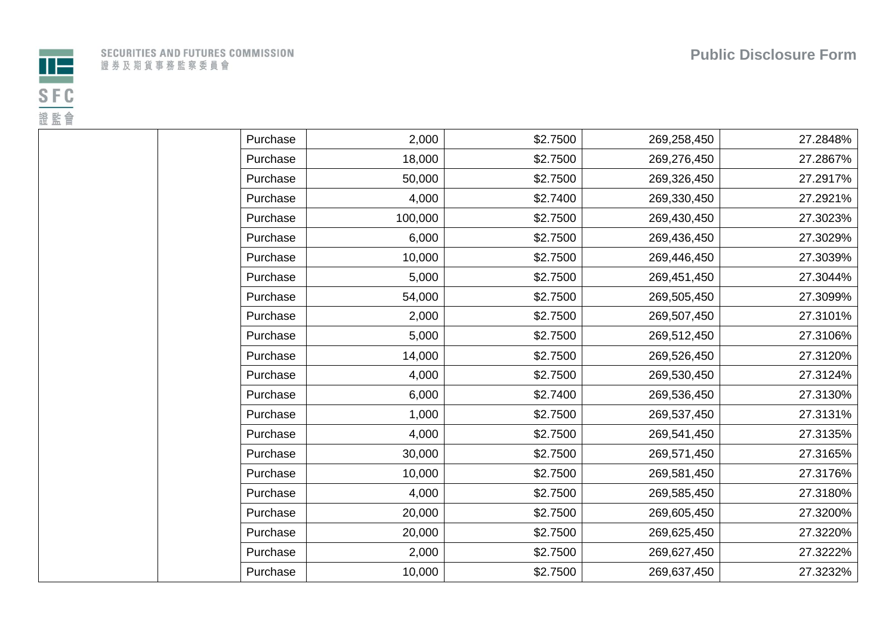| | | | | | | |
|---|---|---|---|---|---|---|
| | | Purchase | 2,000 | $2.7500 | 269,258,450 | 27.2848% |
| | | Purchase | 18,000 | $2.7500 | 269,276,450 | 27.2867% |
| | | Purchase | 50,000 | $2.7500 | 269,326,450 | 27.2917% |
| | | Purchase | 4,000 | $2.7400 | 269,330,450 | 27.2921% |
| | | Purchase | 100,000 | $2.7500 | 269,430,450 | 27.3023% |
| | | Purchase | 6,000 | $2.7500 | 269,436,450 | 27.3029% |
| | | Purchase | 10,000 | $2.7500 | 269,446,450 | 27.3039% |
| | | Purchase | 5,000 | $2.7500 | 269,451,450 | 27.3044% |
| | | Purchase | 54,000 | $2.7500 | 269,505,450 | 27.3099% |
| | | Purchase | 2,000 | $2.7500 | 269,507,450 | 27.3101% |
| | | Purchase | 5,000 | $2.7500 | 269,512,450 | 27.3106% |
| | | Purchase | 14,000 | $2.7500 | 269,526,450 | 27.3120% |
| | | Purchase | 4,000 | $2.7500 | 269,530,450 | 27.3124% |
| | | Purchase | 6,000 | $2.7400 | 269,536,450 | 27.3130% |
| | | Purchase | 1,000 | $2.7500 | 269,537,450 | 27.3131% |
| | | Purchase | 4,000 | $2.7500 | 269,541,450 | 27.3135% |
| | | Purchase | 30,000 | $2.7500 | 269,571,450 | 27.3165% |
| | | Purchase | 10,000 | $2.7500 | 269,581,450 | 27.3176% |
| | | Purchase | 4,000 | $2.7500 | 269,585,450 | 27.3180% |
| | | Purchase | 20,000 | $2.7500 | 269,605,450 | 27.3200% |
| | | Purchase | 20,000 | $2.7500 | 269,625,450 | 27.3220% |
| | | Purchase | 2,000 | $2.7500 | 269,627,450 | 27.3222% |
| | | Purchase | 10,000 | $2.7500 | 269,637,450 | 27.3232% |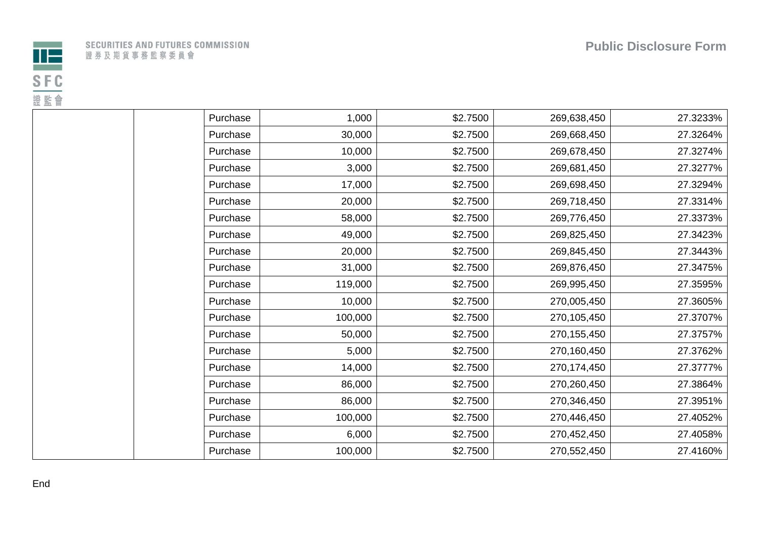| | | | | | | |
|---|---|---|---|---|---|---|
| | | Purchase | 1,000 | $2.7500 | 269,638,450 | 27.3233% |
| | | Purchase | 30,000 | $2.7500 | 269,668,450 | 27.3264% |
| | | Purchase | 10,000 | $2.7500 | 269,678,450 | 27.3274% |
| | | Purchase | 3,000 | $2.7500 | 269,681,450 | 27.3277% |
| | | Purchase | 17,000 | $2.7500 | 269,698,450 | 27.3294% |
| | | Purchase | 20,000 | $2.7500 | 269,718,450 | 27.3314% |
| | | Purchase | 58,000 | $2.7500 | 269,776,450 | 27.3373% |
| | | Purchase | 49,000 | $2.7500 | 269,825,450 | 27.3423% |
| | | Purchase | 20,000 | $2.7500 | 269,845,450 | 27.3443% |
| | | Purchase | 31,000 | $2.7500 | 269,876,450 | 27.3475% |
| | | Purchase | 119,000 | $2.7500 | 269,995,450 | 27.3595% |
| | | Purchase | 10,000 | $2.7500 | 270,005,450 | 27.3605% |
| | | Purchase | 100,000 | $2.7500 | 270,105,450 | 27.3707% |
| | | Purchase | 50,000 | $2.7500 | 270,155,450 | 27.3757% |
| | | Purchase | 5,000 | $2.7500 | 270,160,450 | 27.3762% |
| | | Purchase | 14,000 | $2.7500 | 270,174,450 | 27.3777% |
| | | Purchase | 86,000 | $2.7500 | 270,260,450 | 27.3864% |
| | | Purchase | 86,000 | $2.7500 | 270,346,450 | 27.3951% |
| | | Purchase | 100,000 | $2.7500 | 270,446,450 | 27.4052% |
| | | Purchase | 6,000 | $2.7500 | 270,452,450 | 27.4058% |
| | | Purchase | 100,000 | $2.7500 | 270,552,450 | 27.4160% |

End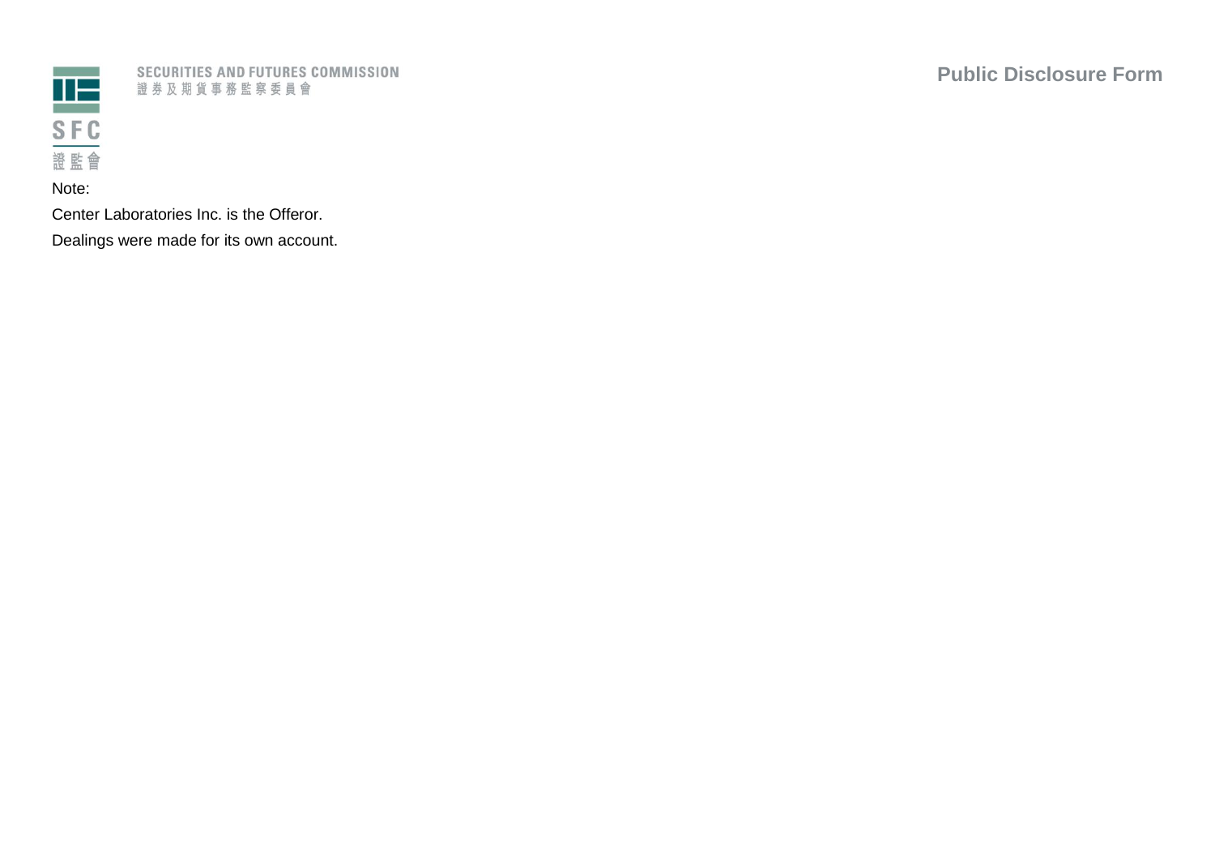Note:

Center Laboratories Inc. is the Offeror.

Dealings were made for its own account.